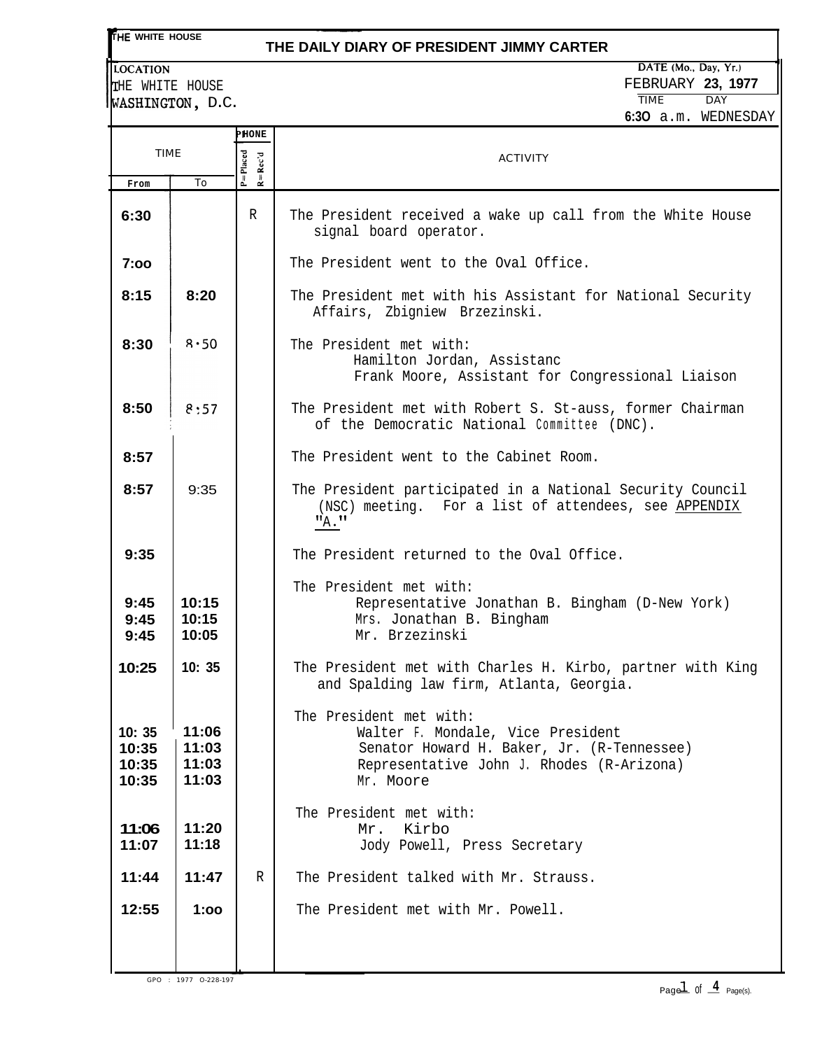THE WHITE HOUSE

# THE DAILY DIARY OF PRESIDENT JIMMY CARTER

LOCATION
THE WHITE HOUSE
WASHINGTON, D.C.

DATE (Mo., Day, Yr.)
FEBRUARY 23, 1977

TIME: 6:30 a.m.
DAY: WEDNESDAY

| TIME From | TIME To | PHONE P=Placed R=Rec'd | ACTIVITY |
|---|---|---|---|
| 6:30 | | R | The President received a wake up call from the White House signal board operator. |
| 7:00 | | | The President went to the Oval Office. |
| 8:15 | 8:20 | | The President met with his Assistant for National Security Affairs, Zbigniew Brzezinski. |
| 8:30 | 8:50 | | The President met with: Hamilton Jordan, Assistanc; Frank Moore, Assistant for Congressional Liaison |
| 8:50 | 8:57 | | The President met with Robert S. St-auss, former Chairman of the Democratic National Committee (DNC). |
| 8:57 | | | The President went to the Cabinet Room. |
| 8:57 | 9:35 | | The President participated in a National Security Council (NSC) meeting. For a list of attendees, see APPENDIX "A." |
| 9:35 | | | The President returned to the Oval Office. |
| | | | The President met with: |
| 9:45 | 10:15 | | Representative Jonathan B. Bingham (D-New York) |
| 9:45 | 10:15 | | Mrs. Jonathan B. Bingham |
| 9:45 | 10:05 | | Mr. Brzezinski |
| 10:25 | 10:35 | | The President met with Charles H. Kirbo, partner with King and Spalding law firm, Atlanta, Georgia. |
| | | | The President met with: |
| 10:35 | 11:06 | | Walter F. Mondale, Vice President |
| 10:35 | 11:03 | | Senator Howard H. Baker, Jr. (R-Tennessee) |
| 10:35 | 11:03 | | Representative John J. Rhodes (R-Arizona) |
| 10:35 | 11:03 | | Mr. Moore |
| | | | The President met with: |
| 11:06 | 11:20 | | Mr. Kirbo |
| 11:07 | 11:18 | | Jody Powell, Press Secretary |
| 11:44 | 11:47 | R | The President talked with Mr. Strauss. |
| 12:55 | 1:00 | | The President met with Mr. Powell. |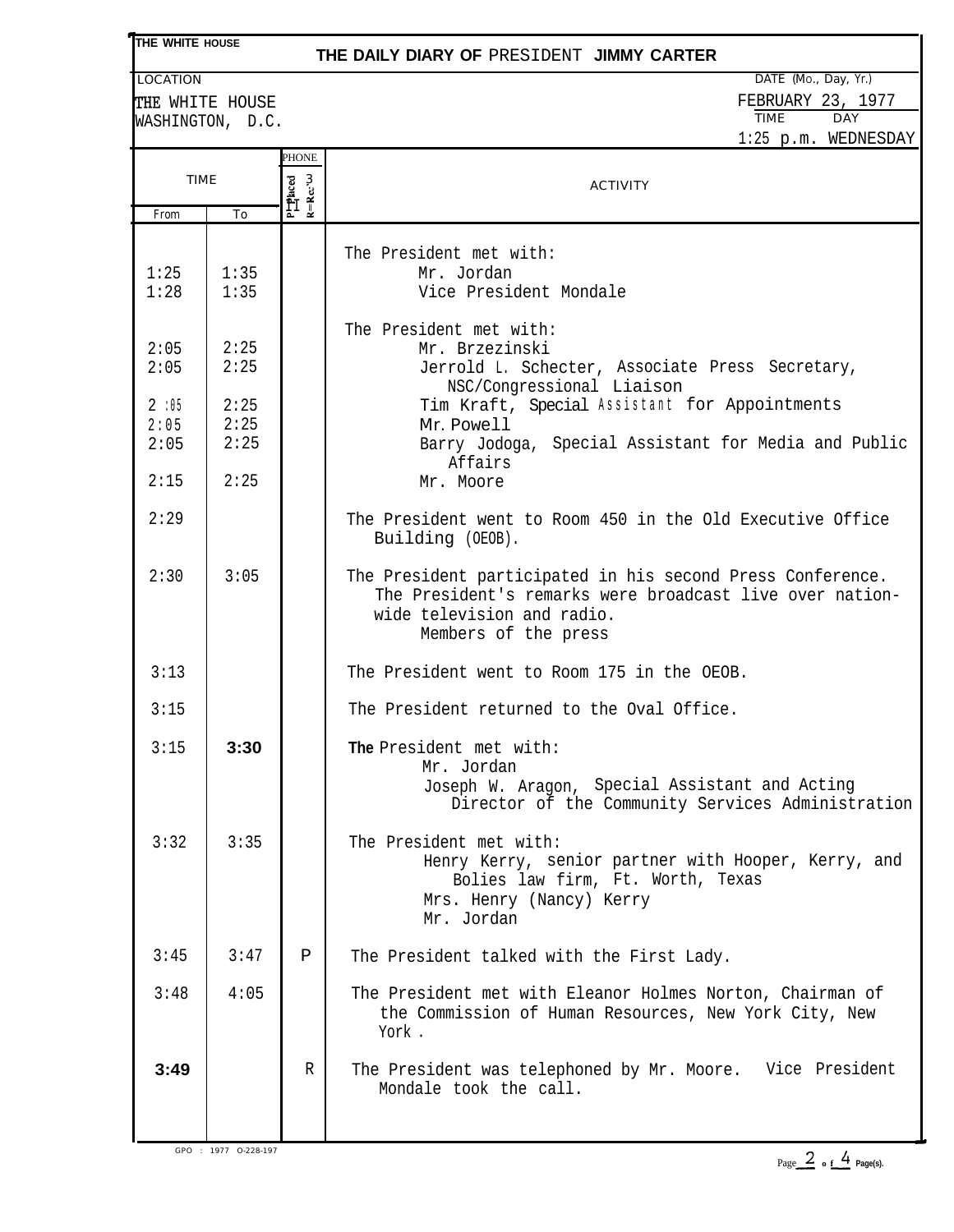THE WHITE HOUSE

# THE DAILY DIARY OF PRESIDENT JIMMY CARTER

LOCATION: THE WHITE HOUSE, WASHINGTON, D.C.

DATE (Mo., Day, Yr.): FEBRUARY 23, 1977

TIME: 1:25 p.m. DAY: WEDNESDAY

| TIME From | TIME To | PHONE P=Placed R=Rec'd | ACTIVITY |
|---|---|---|---|
| | | | The President met with: |
| 1:25 | 1:35 | | Mr. Jordan |
| 1:28 | 1:35 | | Vice President Mondale |
| | | | The President met with: |
| 2:05 | 2:25 | | Mr. Brzezinski |
| 2:05 | 2:25 | | Jerrold L. Schecter, Associate Press Secretary, NSC/Congressional Liaison |
| 2:05 | 2:25 | | Tim Kraft, Special Assistant for Appointments |
| 2:05 | 2:25 | | Mr. Powell |
| 2:05 | 2:25 | | Barry Jodoga, Special Assistant for Media and Public Affairs |
| 2:15 | 2:25 | | Mr. Moore |
| 2:29 | | | The President went to Room 450 in the Old Executive Office Building (OEOB). |
| 2:30 | 3:05 | | The President participated in his second Press Conference. The President's remarks were broadcast live over nation-wide television and radio. Members of the press |
| 3:13 | | | The President went to Room 175 in the OEOB. |
| 3:15 | | | The President returned to the Oval Office. |
| 3:15 | 3:30 | | The President met with: Mr. Jordan; Joseph W. Aragon, Special Assistant and Acting Director of the Community Services Administration |
| 3:32 | 3:35 | | The President met with: Henry Kerry, senior partner with Hooper, Kerry, and Bolies law firm, Ft. Worth, Texas; Mrs. Henry (Nancy) Kerry; Mr. Jordan |
| 3:45 | 3:47 | P | The President talked with the First Lady. |
| 3:48 | 4:05 | | The President met with Eleanor Holmes Norton, Chairman of the Commission of Human Resources, New York City, New York. |
| 3:49 | | R | The President was telephoned by Mr. Moore. Vice President Mondale took the call. |

GPO : 1977 O-228-197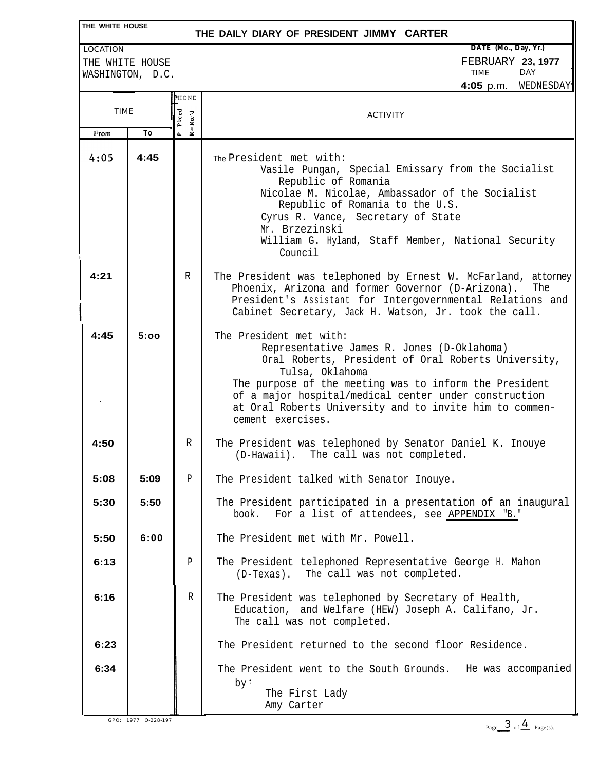THE WHITE HOUSE

# THE DAILY DIARY OF PRESIDENT JIMMY CARTER

LOCATION
THE WHITE HOUSE
WASHINGTON, D.C.

DATE (Mo., Day, Yr.)
FEBRUARY 23, 1977

TIME: 4:05 p.m.
DAY: WEDNESDAY

| TIME From | TIME To | PHONE P=Placed R=Rec'd | ACTIVITY |
|---|---|---|---|
| 4:05 | 4:45 | | The President met with:<br>Vasile Pungan, Special Emissary from the Socialist Republic of Romania<br>Nicolae M. Nicolae, Ambassador of the Socialist Republic of Romania to the U.S.<br>Cyrus R. Vance, Secretary of State<br>Mr. Brzezinski<br>William G. Hyland, Staff Member, National Security Council |
| 4:21 | | R | The President was telephoned by Ernest W. McFarland, attorney Phoenix, Arizona and former Governor (D-Arizona). The President's Assistant for Intergovernmental Relations and Cabinet Secretary, Jack H. Watson, Jr. took the call. |
| 4:45 | 5:00 | | The President met with:<br>Representative James R. Jones (D-Oklahoma)<br>Oral Roberts, President of Oral Roberts University, Tulsa, Oklahoma<br>The purpose of the meeting was to inform the President of a major hospital/medical center under construction at Oral Roberts University and to invite him to commencement exercises. |
| 4:50 | | R | The President was telephoned by Senator Daniel K. Inouye (D-Hawaii). The call was not completed. |
| 5:08 | 5:09 | P | The President talked with Senator Inouye. |
| 5:30 | 5:50 | | The President participated in a presentation of an inaugural book. For a list of attendees, see APPENDIX "B." |
| 5:50 | 6:00 | | The President met with Mr. Powell. |
| 6:13 | | P | The President telephoned Representative George H. Mahon (D-Texas). The call was not completed. |
| 6:16 | | R | The President was telephoned by Secretary of Health, Education, and Welfare (HEW) Joseph A. Califano, Jr. The call was not completed. |
| 6:23 | | | The President returned to the second floor Residence. |
| 6:34 | | | The President went to the South Grounds. He was accompanied by:<br>The First Lady<br>Amy Carter |

GPO: 1977 O-228-197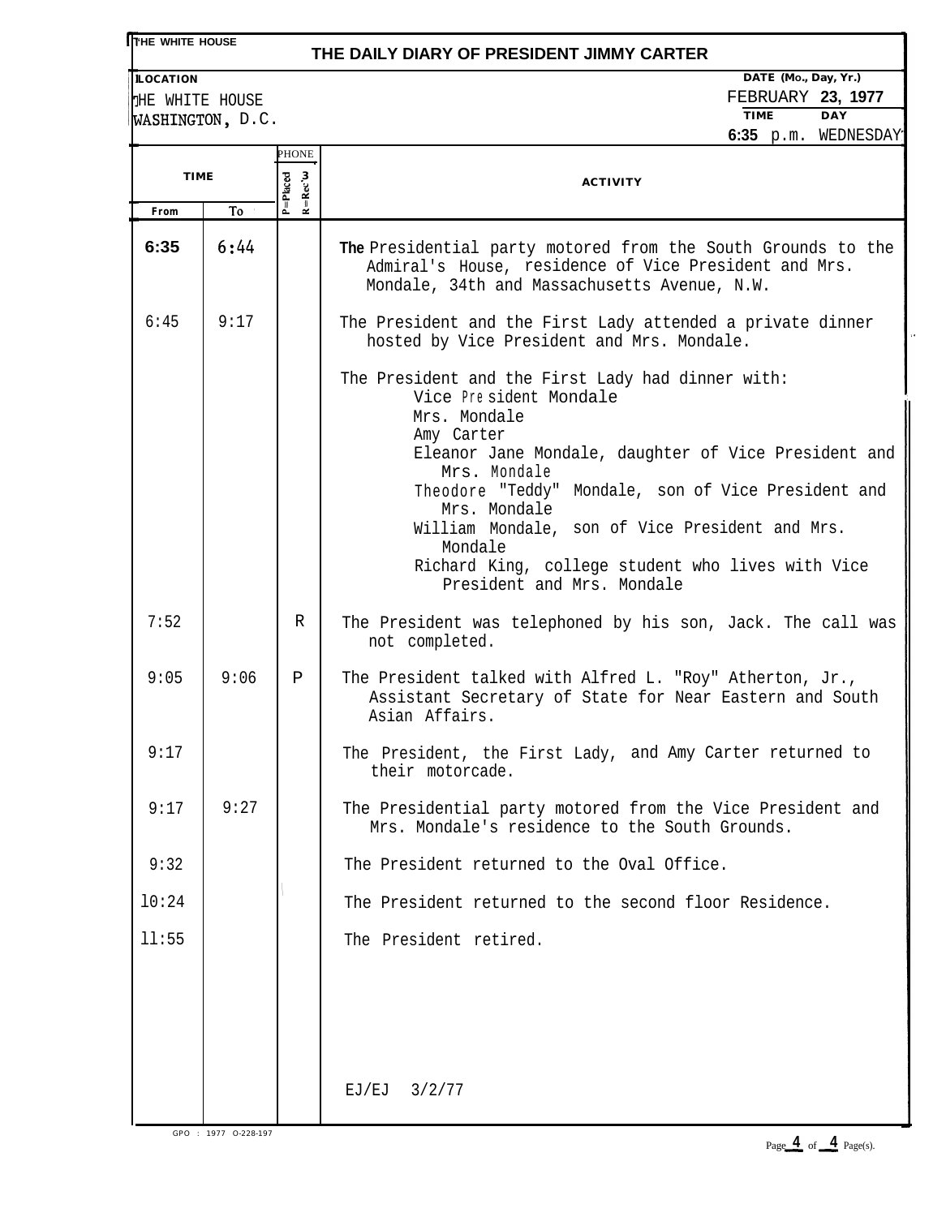THE WHITE HOUSE

# THE DAILY DIARY OF PRESIDENT JIMMY CARTER

LOCATION
THE WHITE HOUSE
WASHINGTON, D.C.

DATE (Mo., Day, Yr.)
FEBRUARY 23, 1977

TIME | DAY
6:35 p.m. WEDNESDAY

| TIME From | TIME To | PHONE P=Placed R=Rec'd | ACTIVITY |
|---|---|---|---|
| 6:35 | 6:44 | | The Presidential party motored from the South Grounds to the Admiral's House, residence of Vice President and Mrs. Mondale, 34th and Massachusetts Avenue, N.W. |
| 6:45 | 9:17 | | The President and the First Lady attended a private dinner hosted by Vice President and Mrs. Mondale. |
| | | | The President and the First Lady had dinner with:<br>Vice President Mondale<br>Mrs. Mondale<br>Amy Carter<br>Eleanor Jane Mondale, daughter of Vice President and Mrs. Mondale<br>Theodore "Teddy" Mondale, son of Vice President and Mrs. Mondale<br>William Mondale, son of Vice President and Mrs. Mondale<br>Richard King, college student who lives with Vice President and Mrs. Mondale |
| 7:52 | | R | The President was telephoned by his son, Jack. The call was not completed. |
| 9:05 | 9:06 | P | The President talked with Alfred L. "Roy" Atherton, Jr., Assistant Secretary of State for Near Eastern and South Asian Affairs. |
| 9:17 | | | The President, the First Lady, and Amy Carter returned to their motorcade. |
| 9:17 | 9:27 | | The Presidential party motored from the Vice President and Mrs. Mondale's residence to the South Grounds. |
| 9:32 | | | The President returned to the Oval Office. |
| 10:24 | | | The President returned to the second floor Residence. |
| 11:55 | | | The President retired. |

EJ/EJ 3/2/77

GPO : 1977 O-228-197